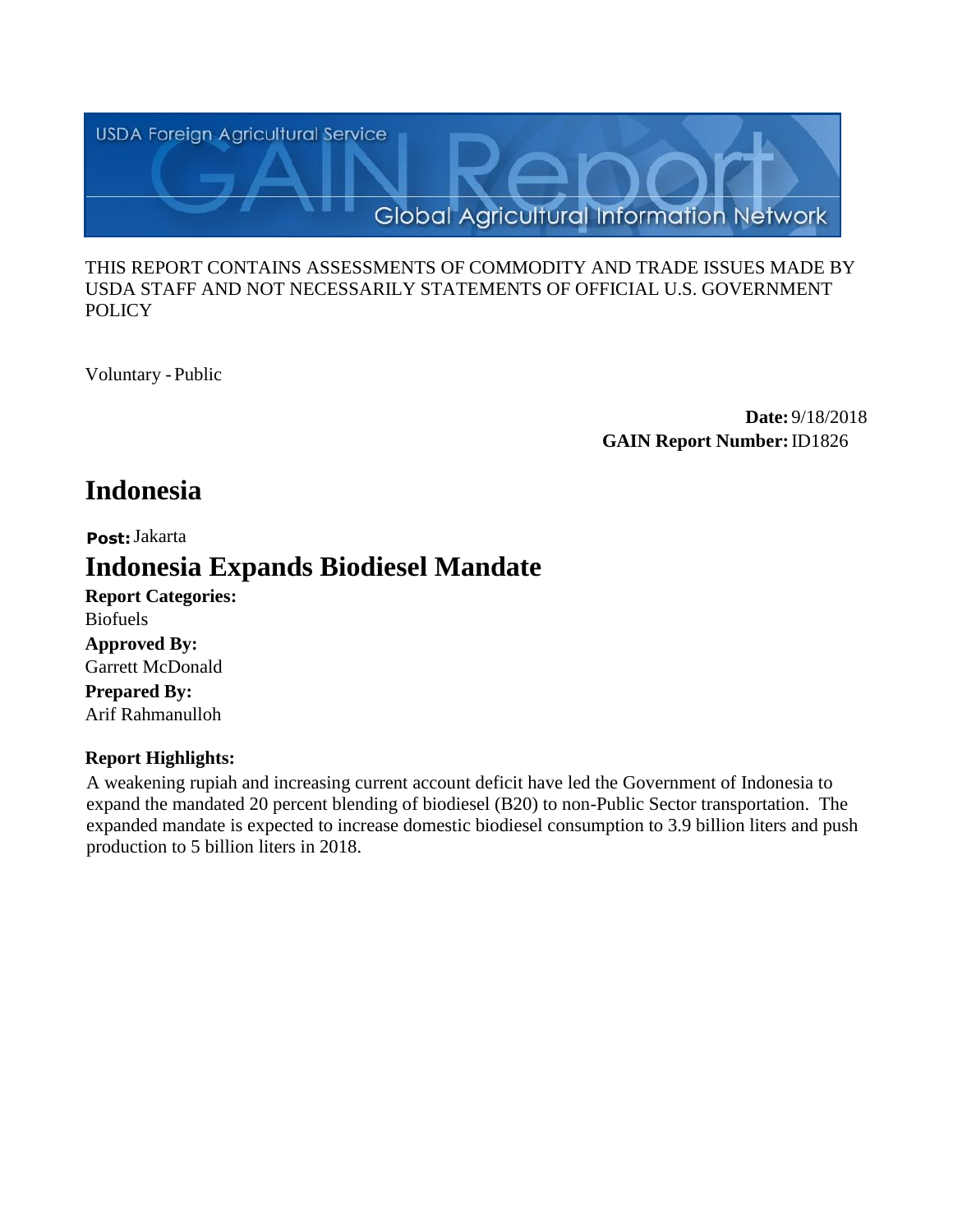USDA Foreign Agricultural Service

GAIN Report

Global Agricultural Information Network

THIS REPORT CONTAINS ASSESSMENTS OF COMMODITY AND TRADE ISSUES MADE BY USDA STAFF AND NOT NECESSARILY STATEMENTS OF OFFICIAL U.S. GOVERNMENT POLICY

Voluntary - Public

**Date:** 9/18/2018
**GAIN Report Number:** ID1826

# Indonesia

**Post:** Jakarta

# Indonesia Expands Biodiesel Mandate

**Report Categories:**
Biofuels

**Approved By:**
Garrett McDonald

**Prepared By:**
Arif Rahmanulloh

**Report Highlights:**

A weakening rupiah and increasing current account deficit have led the Government of Indonesia to expand the mandated 20 percent blending of biodiesel (B20) to non-Public Sector transportation. The expanded mandate is expected to increase domestic biodiesel consumption to 3.9 billion liters and push production to 5 billion liters in 2018.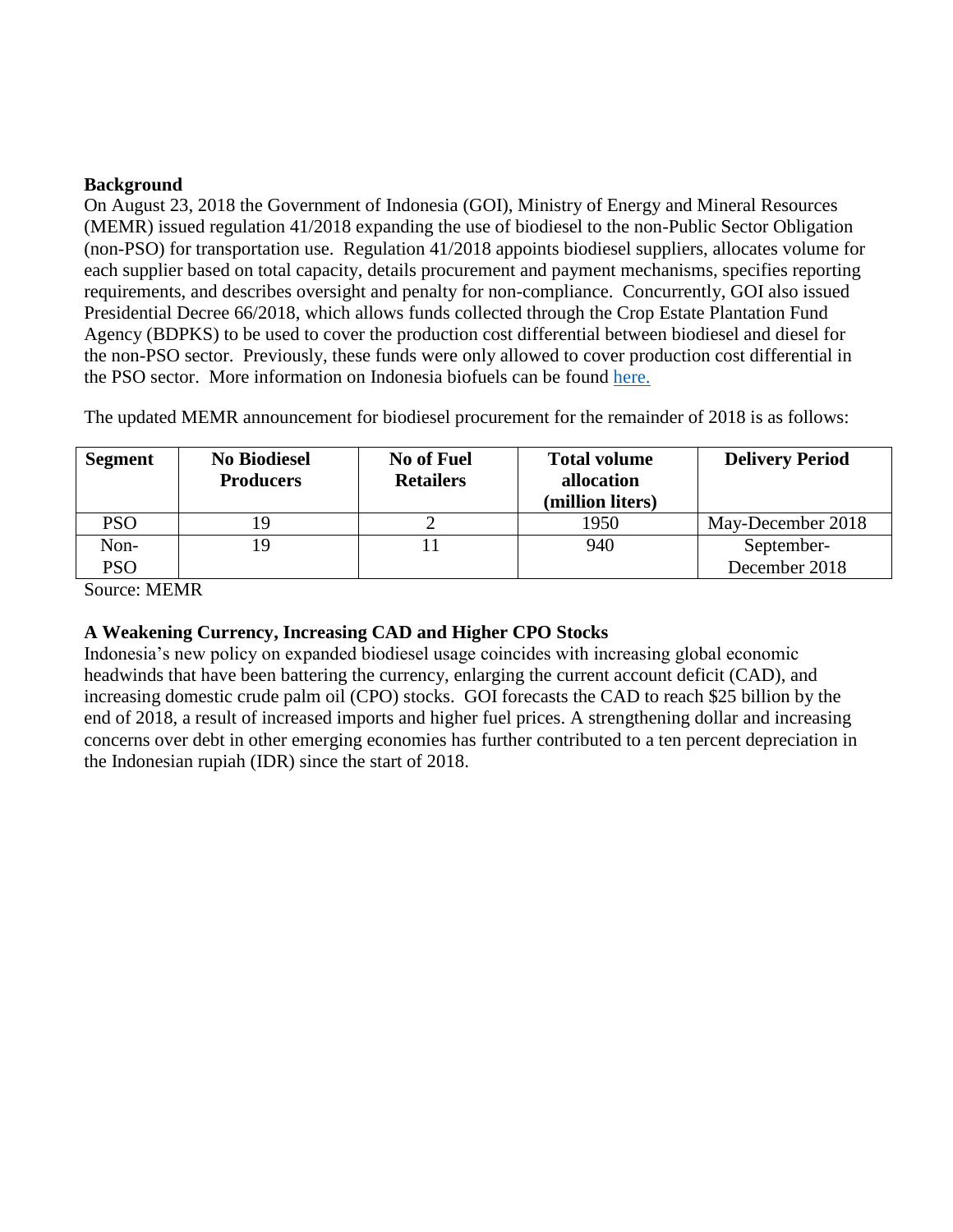**Background**

On August 23, 2018 the Government of Indonesia (GOI), Ministry of Energy and Mineral Resources (MEMR) issued regulation 41/2018 expanding the use of biodiesel to the non-Public Sector Obligation (non-PSO) for transportation use. Regulation 41/2018 appoints biodiesel suppliers, allocates volume for each supplier based on total capacity, details procurement and payment mechanisms, specifies reporting requirements, and describes oversight and penalty for non-compliance. Concurrently, GOI also issued Presidential Decree 66/2018, which allows funds collected through the Crop Estate Plantation Fund Agency (BDPKS) to be used to cover the production cost differential between biodiesel and diesel for the non-PSO sector. Previously, these funds were only allowed to cover production cost differential in the PSO sector. More information on Indonesia biofuels can be found here.

The updated MEMR announcement for biodiesel procurement for the remainder of 2018 is as follows:

| Segment | No Biodiesel Producers | No of Fuel Retailers | Total volume allocation (million liters) | Delivery Period |
|---|---|---|---|---|
| PSO | 19 | 2 | 1950 | May-December 2018 |
| Non-PSO | 19 | 11 | 940 | September-December 2018 |

Source: MEMR

**A Weakening Currency, Increasing CAD and Higher CPO Stocks**

Indonesia's new policy on expanded biodiesel usage coincides with increasing global economic headwinds that have been battering the currency, enlarging the current account deficit (CAD), and increasing domestic crude palm oil (CPO) stocks. GOI forecasts the CAD to reach $25 billion by the end of 2018, a result of increased imports and higher fuel prices. A strengthening dollar and increasing concerns over debt in other emerging economies has further contributed to a ten percent depreciation in the Indonesian rupiah (IDR) since the start of 2018.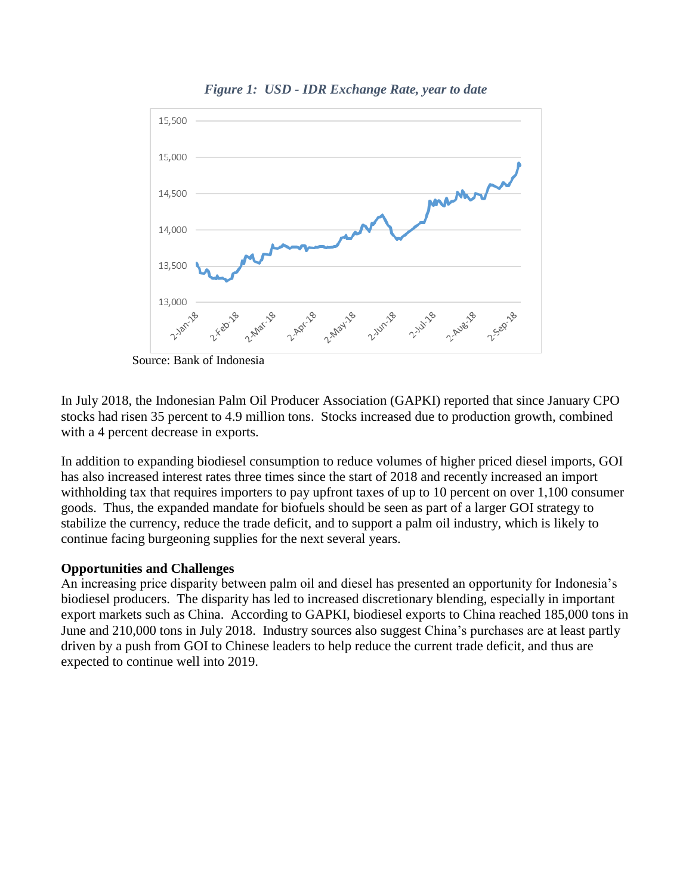*Figure 1: USD - IDR Exchange Rate, year to date*

Source: Bank of Indonesia

In July 2018, the Indonesian Palm Oil Producer Association (GAPKI) reported that since January CPO stocks had risen 35 percent to 4.9 million tons. Stocks increased due to production growth, combined with a 4 percent decrease in exports.

In addition to expanding biodiesel consumption to reduce volumes of higher priced diesel imports, GOI has also increased interest rates three times since the start of 2018 and recently increased an import withholding tax that requires importers to pay upfront taxes of up to 10 percent on over 1,100 consumer goods. Thus, the expanded mandate for biofuels should be seen as part of a larger GOI strategy to stabilize the currency, reduce the trade deficit, and to support a palm oil industry, which is likely to continue facing burgeoning supplies for the next several years.

**Opportunities and Challenges**

An increasing price disparity between palm oil and diesel has presented an opportunity for Indonesia's biodiesel producers. The disparity has led to increased discretionary blending, especially in important export markets such as China. According to GAPKI, biodiesel exports to China reached 185,000 tons in June and 210,000 tons in July 2018. Industry sources also suggest China's purchases are at least partly driven by a push from GOI to Chinese leaders to help reduce the current trade deficit, and thus are expected to continue well into 2019.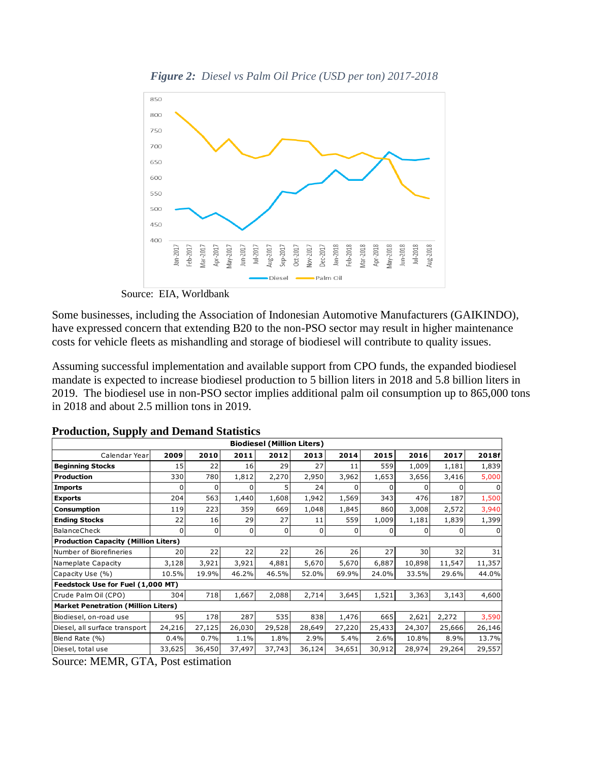*Figure 2: Diesel vs Palm Oil Price (USD per ton) 2017-2018*

Source: EIA, Worldbank

Some businesses, including the Association of Indonesian Automotive Manufacturers (GAIKINDO), have expressed concern that extending B20 to the non-PSO sector may result in higher maintenance costs for vehicle fleets as mishandling and storage of biodiesel will contribute to quality issues.

Assuming successful implementation and available support from CPO funds, the expanded biodiesel mandate is expected to increase biodiesel production to 5 billion liters in 2018 and 5.8 billion liters in 2019. The biodiesel use in non-PSO sector implies additional palm oil consumption up to 865,000 tons in 2018 and about 2.5 million tons in 2019.

## Production, Supply and Demand Statistics

| Biodiesel (Million Liters) | | | | | | | | | | |
|---|---|---|---|---|---|---|---|---|---|---|
| Calendar Year | 2009 | 2010 | 2011 | 2012 | 2013 | 2014 | 2015 | 2016 | 2017 | 2018f |
| **Beginning Stocks** | 15 | 22 | 16 | 29 | 27 | 11 | 559 | 1,009 | 1,181 | 1,839 |
| **Production** | 330 | 780 | 1,812 | 2,270 | 2,950 | 3,962 | 1,653 | 3,656 | 3,416 | 5,000 |
| **Imports** | 0 | 0 | 0 | 5 | 24 | 0 | 0 | 0 | 0 | 0 |
| **Exports** | 204 | 563 | 1,440 | 1,608 | 1,942 | 1,569 | 343 | 476 | 187 | 1,500 |
| **Consumption** | 119 | 223 | 359 | 669 | 1,048 | 1,845 | 860 | 3,008 | 2,572 | 3,940 |
| **Ending Stocks** | 22 | 16 | 29 | 27 | 11 | 559 | 1,009 | 1,181 | 1,839 | 1,399 |
| BalanceCheck | 0 | 0 | 0 | 0 | 0 | 0 | 0 | 0 | 0 | 0 |
| **Production Capacity (Million Liters)** | | | | | | | | | | |
| Number of Biorefineries | 20 | 22 | 22 | 22 | 26 | 26 | 27 | 30 | 32 | 31 |
| Nameplate Capacity | 3,128 | 3,921 | 3,921 | 4,881 | 5,670 | 5,670 | 6,887 | 10,898 | 11,547 | 11,357 |
| Capacity Use (%) | 10.5% | 19.9% | 46.2% | 46.5% | 52.0% | 69.9% | 24.0% | 33.5% | 29.6% | 44.0% |
| **Feedstock Use for Fuel (1,000 MT)** | | | | | | | | | | |
| Crude Palm Oil (CPO) | 304 | 718 | 1,667 | 2,088 | 2,714 | 3,645 | 1,521 | 3,363 | 3,143 | 4,600 |
| **Market Penetration (Million Liters)** | | | | | | | | | | |
| Biodiesel, on-road use | 95 | 178 | 287 | 535 | 838 | 1,476 | 665 | 2,621 | 2,272 | 3,590 |
| Diesel, all surface transport | 24,216 | 27,125 | 26,030 | 29,528 | 28,649 | 27,220 | 25,433 | 24,307 | 25,666 | 26,146 |
| Blend Rate (%) | 0.4% | 0.7% | 1.1% | 1.8% | 2.9% | 5.4% | 2.6% | 10.8% | 8.9% | 13.7% |
| Diesel, total use | 33,625 | 36,450 | 37,497 | 37,743 | 36,124 | 34,651 | 30,912 | 28,974 | 29,264 | 29,557 |

Source: MEMR, GTA, Post estimation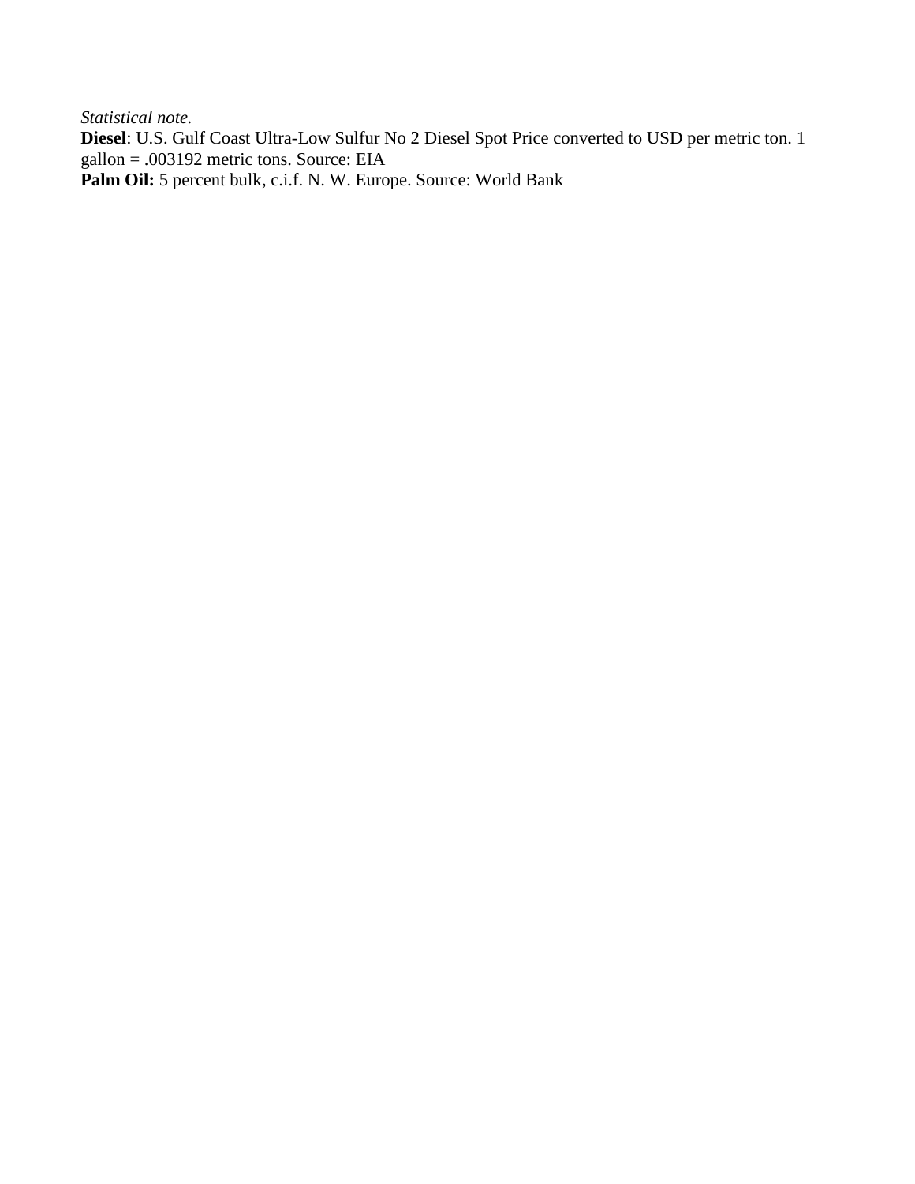*Statistical note.*

**Diesel**: U.S. Gulf Coast Ultra-Low Sulfur No 2 Diesel Spot Price converted to USD per metric ton. 1 gallon = .003192 metric tons. Source: EIA

**Palm Oil:** 5 percent bulk, c.i.f. N. W. Europe. Source: World Bank